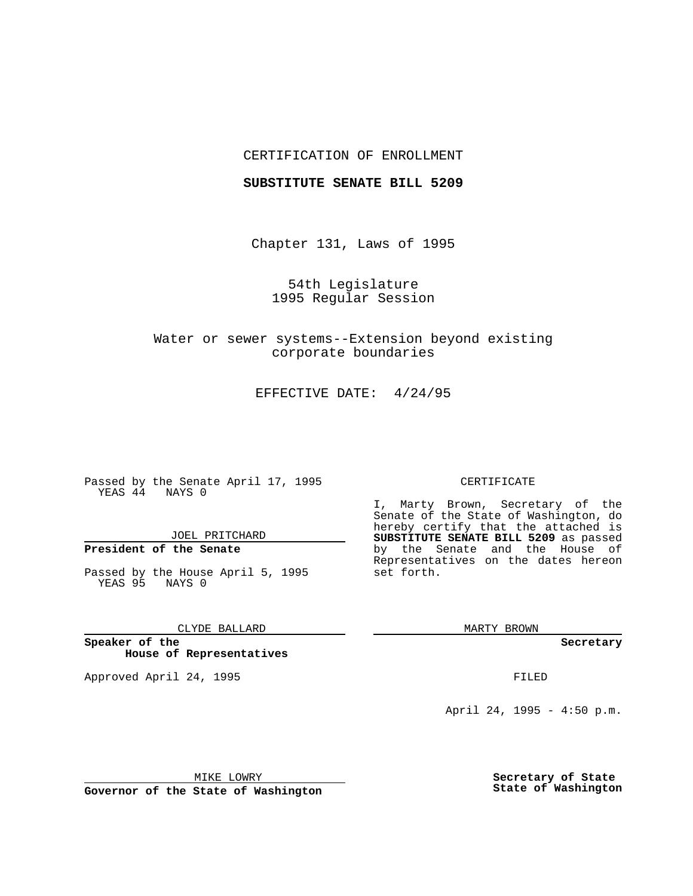CERTIFICATION OF ENROLLMENT

**SUBSTITUTE SENATE BILL 5209**

Chapter 131, Laws of 1995

54th Legislature
1995 Regular Session

Water or sewer systems--Extension beyond existing corporate boundaries

EFFECTIVE DATE: 4/24/95

Passed by the Senate April 17, 1995
YEAS 44 NAYS 0

JOEL PRITCHARD

**President of the Senate**

Passed by the House April 5, 1995
YEAS 95 NAYS 0

CLYDE BALLARD

**Speaker of the House of Representatives**

Approved April 24, 1995

MIKE LOWRY

**Governor of the State of Washington**

CERTIFICATE

I, Marty Brown, Secretary of the Senate of the State of Washington, do hereby certify that the attached is **SUBSTITUTE SENATE BILL 5209** as passed by the Senate and the House of Representatives on the dates hereon set forth.

MARTY BROWN

**Secretary**

FILED

April 24, 1995 - 4:50 p.m.

**Secretary of State State of Washington**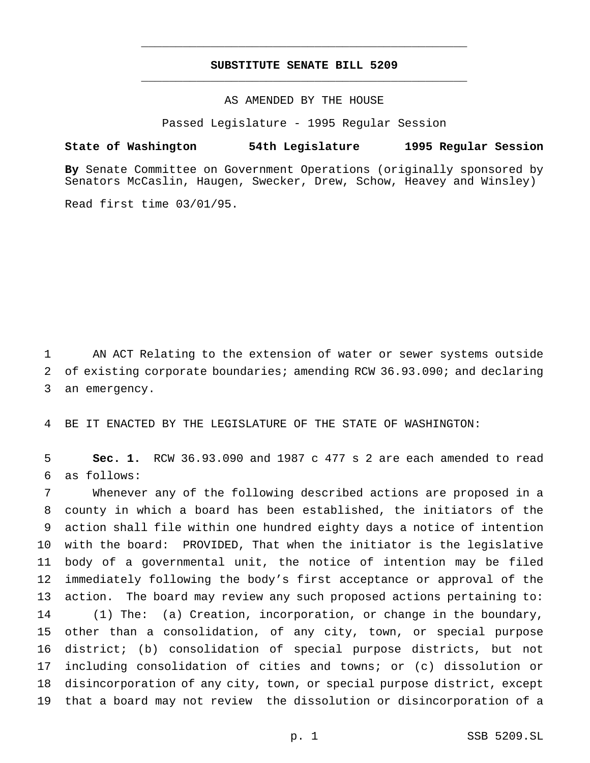# SUBSTITUTE SENATE BILL 5209

AS AMENDED BY THE HOUSE

Passed Legislature - 1995 Regular Session

**State of Washington 54th Legislature 1995 Regular Session**

**By** Senate Committee on Government Operations (originally sponsored by Senators McCaslin, Haugen, Swecker, Drew, Schow, Heavey and Winsley)

Read first time 03/01/95.

AN ACT Relating to the extension of water or sewer systems outside of existing corporate boundaries; amending RCW 36.93.090; and declaring an emergency.

BE IT ENACTED BY THE LEGISLATURE OF THE STATE OF WASHINGTON:

**Sec. 1.** RCW 36.93.090 and 1987 c 477 s 2 are each amended to read as follows:

Whenever any of the following described actions are proposed in a county in which a board has been established, the initiators of the action shall file within one hundred eighty days a notice of intention with the board: PROVIDED, That when the initiator is the legislative body of a governmental unit, the notice of intention may be filed immediately following the body's first acceptance or approval of the action. The board may review any such proposed actions pertaining to:

(1) The: (a) Creation, incorporation, or change in the boundary, other than a consolidation, of any city, town, or special purpose district; (b) consolidation of special purpose districts, but not including consolidation of cities and towns; or (c) dissolution or disincorporation of any city, town, or special purpose district, except that a board may not review the dissolution or disincorporation of a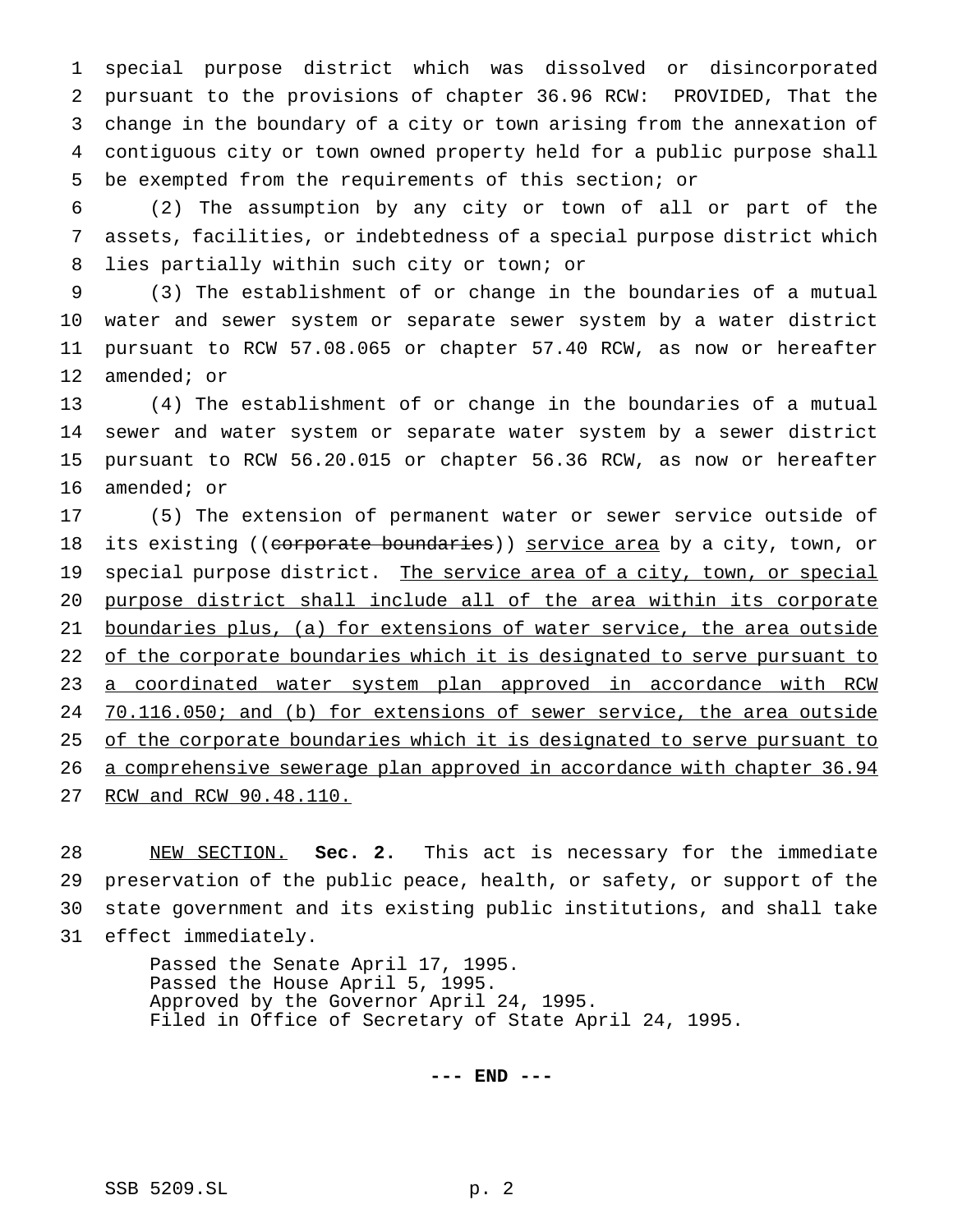special purpose district which was dissolved or disincorporated pursuant to the provisions of chapter 36.96 RCW: PROVIDED, That the change in the boundary of a city or town arising from the annexation of contiguous city or town owned property held for a public purpose shall be exempted from the requirements of this section; or

(2) The assumption by any city or town of all or part of the assets, facilities, or indebtedness of a special purpose district which lies partially within such city or town; or

(3) The establishment of or change in the boundaries of a mutual water and sewer system or separate sewer system by a water district pursuant to RCW 57.08.065 or chapter 57.40 RCW, as now or hereafter amended; or

(4) The establishment of or change in the boundaries of a mutual sewer and water system or separate water system by a sewer district pursuant to RCW 56.20.015 or chapter 56.36 RCW, as now or hereafter amended; or

(5) The extension of permanent water or sewer service outside of its existing ((~~corporate boundaries~~)) <u>service area</u> by a city, town, or special purpose district. <u>The service area of a city, town, or special purpose district shall include all of the area within its corporate boundaries plus, (a) for extensions of water service, the area outside of the corporate boundaries which it is designated to serve pursuant to a coordinated water system plan approved in accordance with RCW 70.116.050; and (b) for extensions of sewer service, the area outside of the corporate boundaries which it is designated to serve pursuant to a comprehensive sewerage plan approved in accordance with chapter 36.94 RCW and RCW 90.48.110.</u>

<u>NEW SECTION.</u> **Sec. 2.** This act is necessary for the immediate preservation of the public peace, health, or safety, or support of the state government and its existing public institutions, and shall take effect immediately.

Passed the Senate April 17, 1995.
Passed the House April 5, 1995.
Approved by the Governor April 24, 1995.
Filed in Office of Secretary of State April 24, 1995.

**--- END ---**